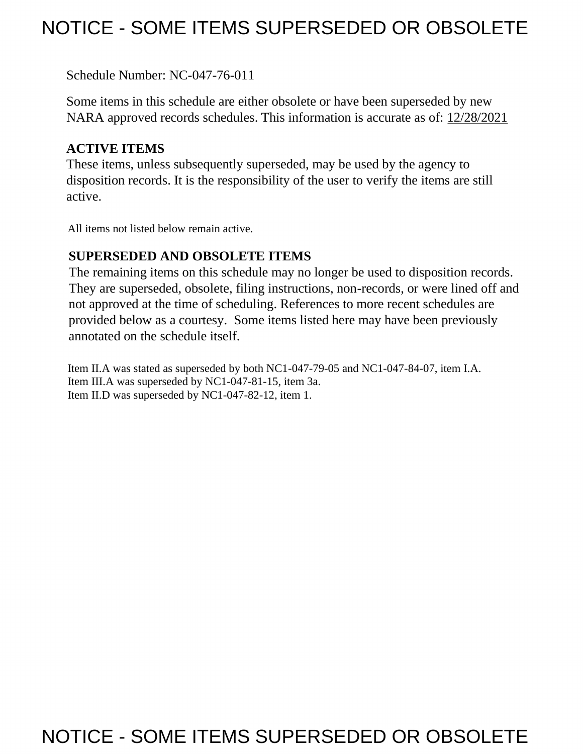# NOTICE - SOME ITEMS SUPERSEDED OR OBSOLETE

Schedule Number: NC-047-76-011

Some items in this schedule are either obsolete or have been superseded by new NARA approved records schedules. This information is accurate as of: 12/28/2021

**ACTIVE ITEMS**

These items, unless subsequently superseded, may be used by the agency to disposition records. It is the responsibility of the user to verify the items are still active.

All items not listed below remain active.

**SUPERSEDED AND OBSOLETE ITEMS**

The remaining items on this schedule may no longer be used to disposition records. They are superseded, obsolete, filing instructions, non-records, or were lined off and not approved at the time of scheduling. References to more recent schedules are provided below as a courtesy. Some items listed here may have been previously annotated on the schedule itself.

Item II.A was stated as superseded by both NC1-047-79-05 and NC1-047-84-07, item I.A.
Item III.A was superseded by NC1-047-81-15, item 3a.
Item II.D was superseded by NC1-047-82-12, item 1.

NOTICE - SOME ITEMS SUPERSEDED OR OBSOLETE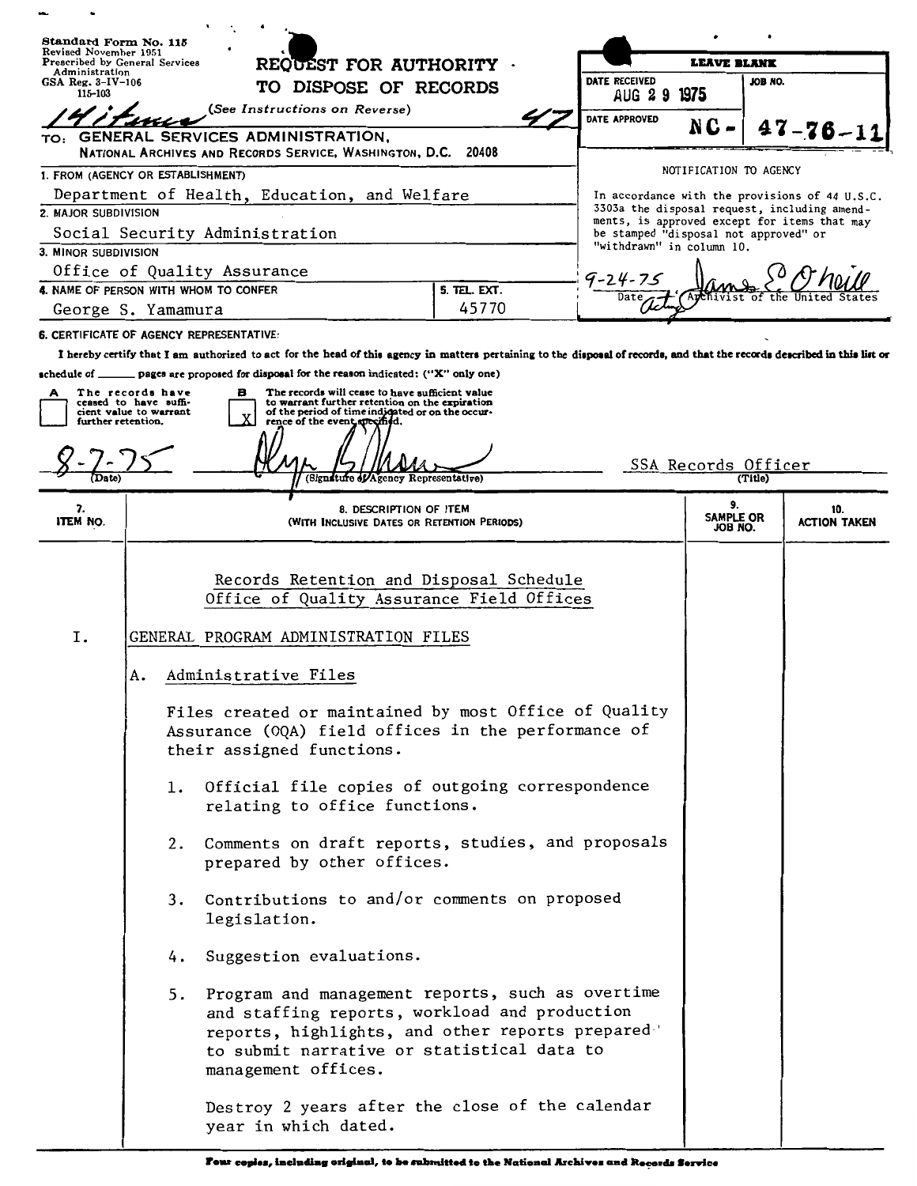Standard Form No. 115
Revised November 1951
Prescribed by General Services Administration
GSA Reg. 3-IV-106
115-103

# REQUEST FOR AUTHORITY TO DISPOSE OF RECORDS

(See Instructions on Reverse)

14 items 47

TO: GENERAL SERVICES ADMINISTRATION, NATIONAL ARCHIVES AND RECORDS SERVICE, WASHINGTON, D.C. 20408

| LEAVE BLANK | |
|---|---|
| DATE RECEIVED: AUG 29 1975 | JOB NO. |
| DATE APPROVED | NC- 47-76-11 |

NOTIFICATION TO AGENCY

In accordance with the provisions of 44 U.S.C. 3303a the disposal request, including amendments, is approved except for items that may be stamped "disposal not approved" or "withdrawn" in column 10.

9-24-75 Date — James E. O'Neill, Acting Archivist of the United States

1. FROM (AGENCY OR ESTABLISHMENT): Department of Health, Education, and Welfare
2. MAJOR SUBDIVISION: Social Security Administration
3. MINOR SUBDIVISION: Office of Quality Assurance
4. NAME OF PERSON WITH WHOM TO CONFER: George S. Yamamura
5. TEL. EXT.: 45770

6. CERTIFICATE OF AGENCY REPRESENTATIVE:

I hereby certify that I am authorized to act for the head of this agency in matters pertaining to the disposal of records, and that the records described in this list or schedule of ______ pages are proposed for disposal for the reason indicated: ("X" only one)

- [ ] A The records have ceased to have sufficient value to warrant further retention.
- [X] B The records will cease to have sufficient value to warrant further retention on the expiration of the period of time indicated or on the occurrence of the event specified.

8-7-75 (Date) — (Signature of Agency Representative) — SSA Records Officer (Title)

| 7. ITEM NO. | 8. DESCRIPTION OF ITEM (WITH INCLUSIVE DATES OR RETENTION PERIODS) | 9. SAMPLE OR JOB NO. | 10. ACTION TAKEN |
|---|---|---|---|

Records Retention and Disposal Schedule
Office of Quality Assurance Field Offices

I. GENERAL PROGRAM ADMINISTRATION FILES

A. Administrative Files

Files created or maintained by most Office of Quality Assurance (OQA) field offices in the performance of their assigned functions.

1. Official file copies of outgoing correspondence relating to office functions.
2. Comments on draft reports, studies, and proposals prepared by other offices.
3. Contributions to and/or comments on proposed legislation.
4. Suggestion evaluations.
5. Program and management reports, such as overtime and staffing reports, workload and production reports, highlights, and other reports prepared to submit narrative or statistical data to management offices.

Destroy 2 years after the close of the calendar year in which dated.

Four copies, including original, to be submitted to the National Archives and Records Service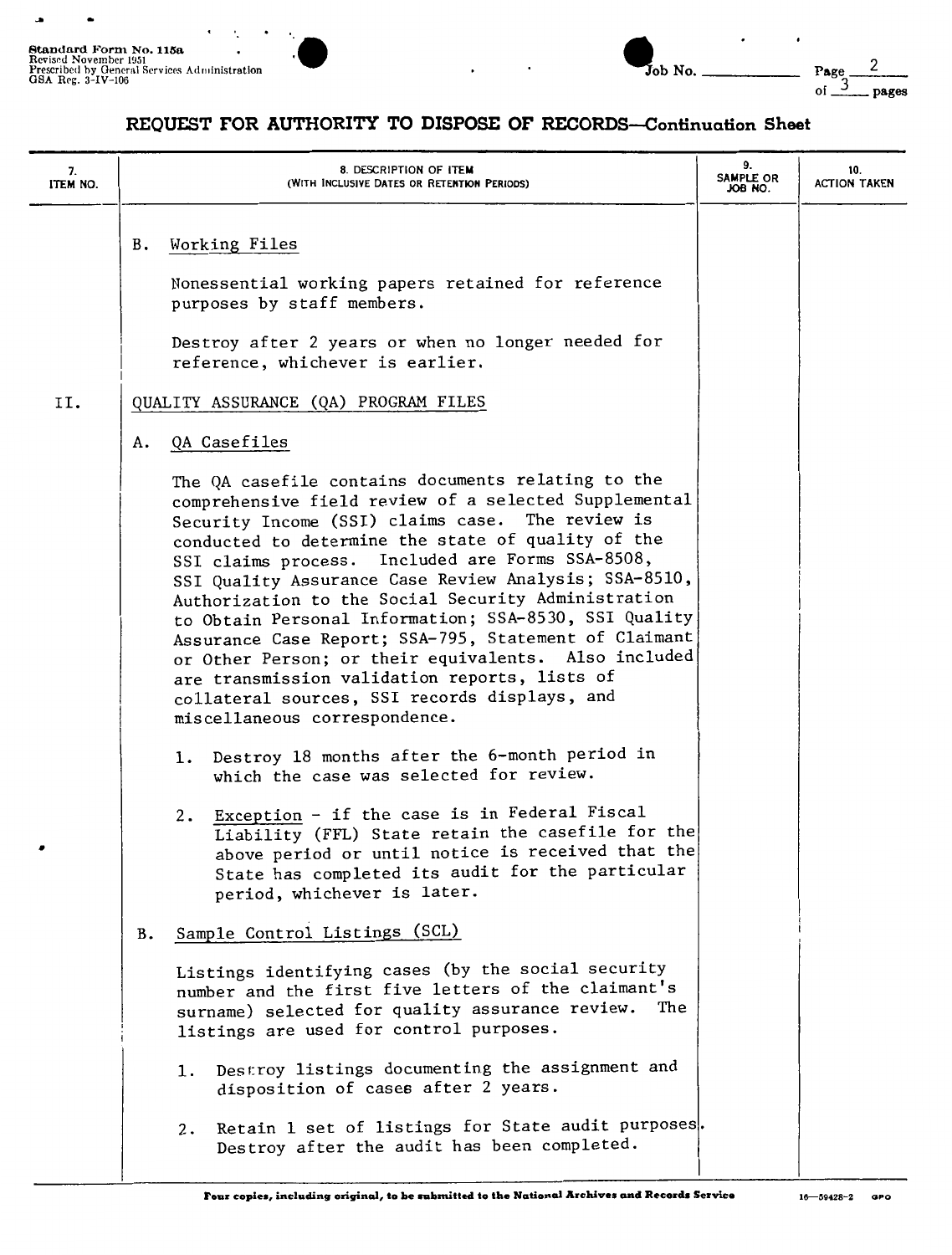Standard Form No. 115a
Revised November 1951
Prescribed by General Services Administration
GSA Reg. 3-IV-106

Job No. ______ Page 2 of 3 pages

## REQUEST FOR AUTHORITY TO DISPOSE OF RECORDS—Continuation Sheet

| 7. ITEM NO. | 8. DESCRIPTION OF ITEM (WITH INCLUSIVE DATES OR RETENTION PERIODS) | 9. SAMPLE OR JOB NO. | 10. ACTION TAKEN |
|---|---|---|---|
| | B. Working Files<br><br>Nonessential working papers retained for reference purposes by staff members.<br><br>Destroy after 2 years or when no longer needed for reference, whichever is earlier. | | |
| II. | QUALITY ASSURANCE (QA) PROGRAM FILES | | |
| | A. QA Casefiles<br><br>The QA casefile contains documents relating to the comprehensive field review of a selected Supplemental Security Income (SSI) claims case. The review is conducted to determine the state of quality of the SSI claims process. Included are Forms SSA-8508, SSI Quality Assurance Case Review Analysis; SSA-8510, Authorization to the Social Security Administration to Obtain Personal Information; SSA-8530, SSI Quality Assurance Case Report; SSA-795, Statement of Claimant or Other Person; or their equivalents. Also included are transmission validation reports, lists of collateral sources, SSI records displays, and miscellaneous correspondence.<br><br>1. Destroy 18 months after the 6-month period in which the case was selected for review.<br><br>2. Exception - if the case is in Federal Fiscal Liability (FFL) State retain the casefile for the above period or until notice is received that the State has completed its audit for the particular period, whichever is later. | | |
| | B. Sample Control Listings (SCL)<br><br>Listings identifying cases (by the social security number and the first five letters of the claimant's surname) selected for quality assurance review. The listings are used for control purposes.<br><br>1. Destroy listings documenting the assignment and disposition of cases after 2 years.<br><br>2. Retain 1 set of listings for State audit purposes. Destroy after the audit has been completed. | | |

Four copies, including original, to be submitted to the National Archives and Records Service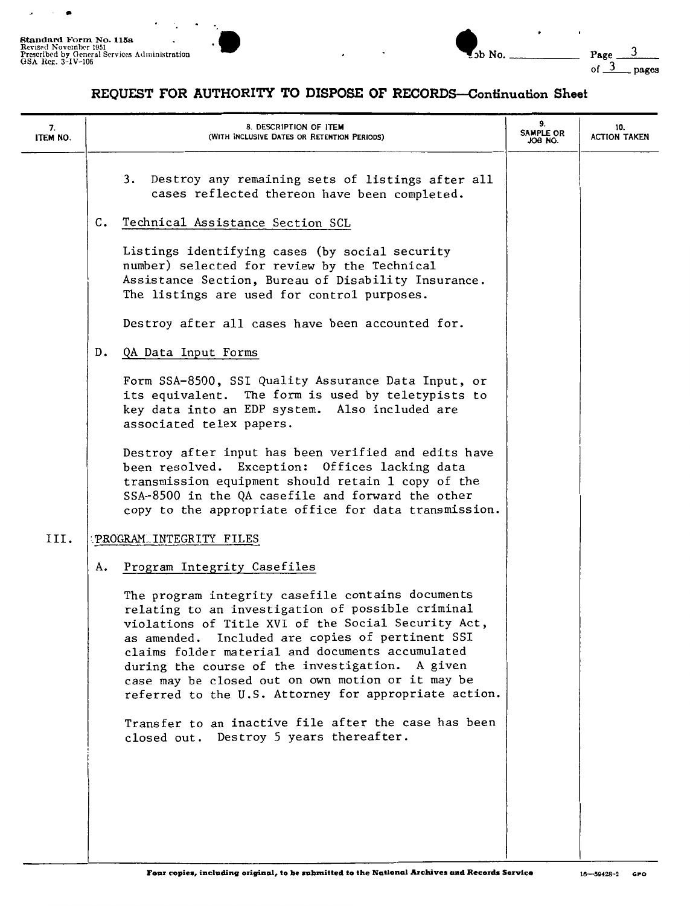Standard Form No. 115a
Revised November 1951
Prescribed by General Services Administration
GSA Reg. 3-IV-106

Job No. ________

## REQUEST FOR AUTHORITY TO DISPOSE OF RECORDS—Continuation Sheet

| 7. ITEM NO. | 8. DESCRIPTION OF ITEM (WITH INCLUSIVE DATES OR RETENTION PERIODS) | 9. SAMPLE OR JOB NO. | 10. ACTION TAKEN |
|---|---|---|---|
| | 3. Destroy any remaining sets of listings after all cases reflected thereon have been completed. | | |
| | C. Technical Assistance Section SCL<br><br>Listings identifying cases (by social security number) selected for review by the Technical Assistance Section, Bureau of Disability Insurance. The listings are used for control purposes.<br><br>Destroy after all cases have been accounted for. | | |
| | D. QA Data Input Forms<br><br>Form SSA-8500, SSI Quality Assurance Data Input, or its equivalent. The form is used by teletypists to key data into an EDP system. Also included are associated telex papers.<br><br>Destroy after input has been verified and edits have been resolved. Exception: Offices lacking data transmission equipment should retain 1 copy of the SSA-8500 in the QA casefile and forward the other copy to the appropriate office for data transmission. | | |
| III. | PROGRAM INTEGRITY FILES | | |
| | A. Program Integrity Casefiles<br><br>The program integrity casefile contains documents relating to an investigation of possible criminal violations of Title XVI of the Social Security Act, as amended. Included are copies of pertinent SSI claims folder material and documents accumulated during the course of the investigation. A given case may be closed out on own motion or it may be referred to the U.S. Attorney for appropriate action.<br><br>Transfer to an inactive file after the case has been closed out. Destroy 5 years thereafter. | | |

Four copies, including original, to be submitted to the National Archives and Records Service

16—59428-2 GPO